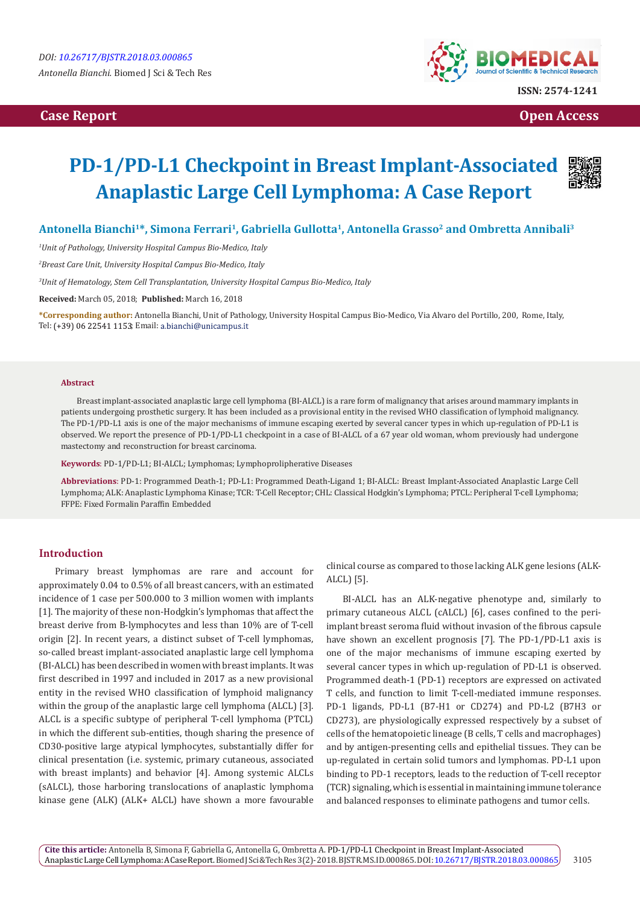Case Report

Open Access

# PD-1/PD-L1 Checkpoint in Breast Implant-Associated Anaplastic Large Cell Lymphoma: A Case Report

**Antonella Bianchi[1]*, Simona Ferrari[1], Gabriella Gullotta[1], Antonella Grasso[2] and Ombretta Annibali[3]**

[1]*Unit of Pathology, University Hospital Campus Bio-Medico, Italy*

[2]*Breast Care Unit, University Hospital Campus Bio-Medico, Italy*

[3]*Unit of Hematology, Stem Cell Transplantation, University Hospital Campus Bio-Medico, Italy*

**Received:** March 05, 2018; **Published:** March 16, 2018

***Corresponding author:** Antonella Bianchi, Unit of Pathology, University Hospital Campus Bio-Medico, Via Alvaro del Portillo, 200, Rome, Italy, Tel: (+39) 06 22541 1153; Email: a.bianchi@unicampus.it

### Abstract

Breast implant-associated anaplastic large cell lymphoma (BI-ALCL) is a rare form of malignancy that arises around mammary implants in patients undergoing prosthetic surgery. It has been included as a provisional entity in the revised WHO classification of lymphoid malignancy. The PD-1/PD-L1 axis is one of the major mechanisms of immune escaping exerted by several cancer types in which up-regulation of PD-L1 is observed. We report the presence of PD-1/PD-L1 checkpoint in a case of BI-ALCL of a 67 year old woman, whom previously had undergone mastectomy and reconstruction for breast carcinoma.

**Keywords**: PD-1/PD-L1; BI-ALCL; Lymphomas; Lymphoproliperative Diseases

**Abbreviations**: PD-1: Programmed Death-1; PD-L1: Programmed Death-Ligand 1; BI-ALCL: Breast Implant-Associated Anaplastic Large Cell Lymphoma; ALK: Anaplastic Lymphoma Kinase; TCR: T-Cell Receptor; CHL: Classical Hodgkin's Lymphoma; PTCL: Peripheral T-cell Lymphoma; FFPE: Fixed Formalin Paraffin Embedded

## Introduction

Primary breast lymphomas are rare and account for approximately 0.04 to 0.5% of all breast cancers, with an estimated incidence of 1 case per 500.000 to 3 million women with implants [1]. The majority of these non-Hodgkin's lymphomas that affect the breast derive from B-lymphocytes and less than 10% are of T-cell origin [2]. In recent years, a distinct subset of T-cell lymphomas, so-called breast implant-associated anaplastic large cell lymphoma (BI-ALCL) has been described in women with breast implants. It was first described in 1997 and included in 2017 as a new provisional entity in the revised WHO classification of lymphoid malignancy within the group of the anaplastic large cell lymphoma (ALCL) [3]. ALCL is a specific subtype of peripheral T-cell lymphoma (PTCL) in which the different sub-entities, though sharing the presence of CD30-positive large atypical lymphocytes, substantially differ for clinical presentation (i.e. systemic, primary cutaneous, associated with breast implants) and behavior [4]. Among systemic ALCLs (sALCL), those harboring translocations of anaplastic lymphoma kinase gene (ALK) (ALK+ ALCL) have shown a more favourable clinical course as compared to those lacking ALK gene lesions (ALK-ALCL) [5].

BI-ALCL has an ALK-negative phenotype and, similarly to primary cutaneous ALCL (cALCL) [6], cases confined to the peri-implant breast seroma fluid without invasion of the fibrous capsule have shown an excellent prognosis [7]. The PD-1/PD-L1 axis is one of the major mechanisms of immune escaping exerted by several cancer types in which up-regulation of PD-L1 is observed. Programmed death-1 (PD-1) receptors are expressed on activated T cells, and function to limit T-cell-mediated immune responses. PD-1 ligands, PD-L1 (B7-H1 or CD274) and PD-L2 (B7H3 or CD273), are physiologically expressed respectively by a subset of cells of the hematopoietic lineage (B cells, T cells and macrophages) and by antigen-presenting cells and epithelial tissues. They can be up-regulated in certain solid tumors and lymphomas. PD-L1 upon binding to PD-1 receptors, leads to the reduction of T-cell receptor (TCR) signaling, which is essential in maintaining immune tolerance and balanced responses to eliminate pathogens and tumor cells.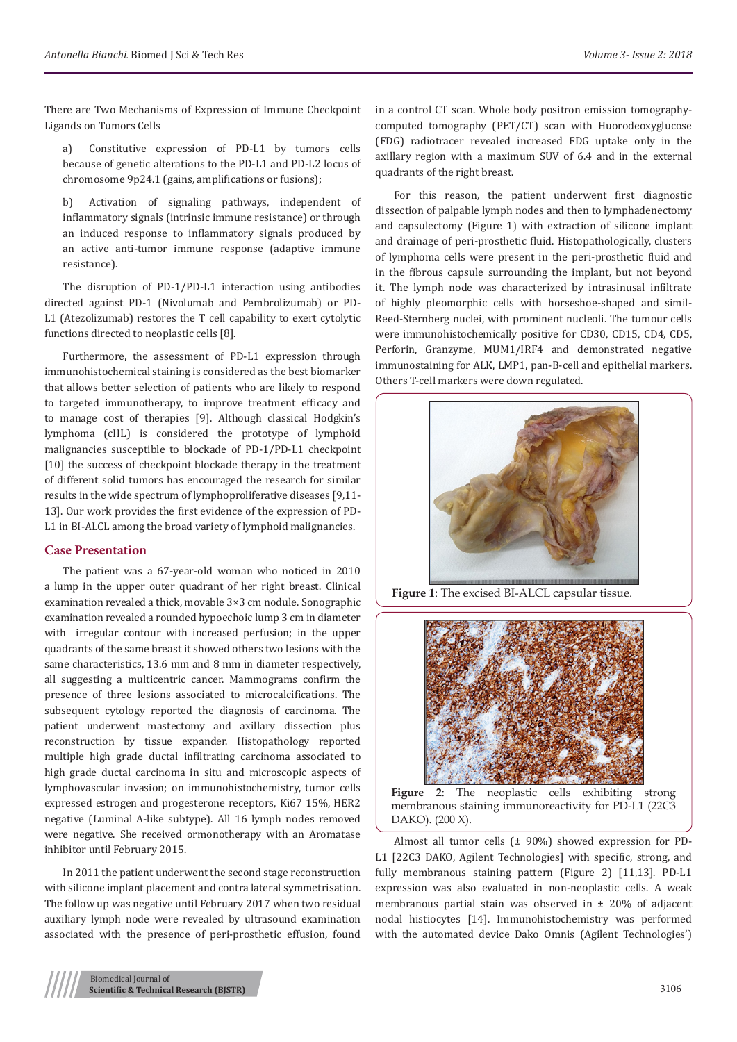There are Two Mechanisms of Expression of Immune Checkpoint Ligands on Tumors Cells

a) Constitutive expression of PD-L1 by tumors cells because of genetic alterations to the PD-L1 and PD-L2 locus of chromosome 9p24.1 (gains, amplifications or fusions);

b) Activation of signaling pathways, independent of inflammatory signals (intrinsic immune resistance) or through an induced response to inflammatory signals produced by an active anti-tumor immune response (adaptive immune resistance).

The disruption of PD-1/PD-L1 interaction using antibodies directed against PD-1 (Nivolumab and Pembrolizumab) or PD-L1 (Atezolizumab) restores the T cell capability to exert cytolytic functions directed to neoplastic cells [8].

Furthermore, the assessment of PD-L1 expression through immunohistochemical staining is considered as the best biomarker that allows better selection of patients who are likely to respond to targeted immunotherapy, to improve treatment efficacy and to manage cost of therapies [9]. Although classical Hodgkin's lymphoma (cHL) is considered the prototype of lymphoid malignancies susceptible to blockade of PD-1/PD-L1 checkpoint [10] the success of checkpoint blockade therapy in the treatment of different solid tumors has encouraged the research for similar results in the wide spectrum of lymphoproliferative diseases [9,11-13]. Our work provides the first evidence of the expression of PD-L1 in BI-ALCL among the broad variety of lymphoid malignancies.

## Case Presentation

The patient was a 67-year-old woman who noticed in 2010 a lump in the upper outer quadrant of her right breast. Clinical examination revealed a thick, movable 3×3 cm nodule. Sonographic examination revealed a rounded hypoechoic lump 3 cm in diameter with irregular contour with increased perfusion; in the upper quadrants of the same breast it showed others two lesions with the same characteristics, 13.6 mm and 8 mm in diameter respectively, all suggesting a multicentric cancer. Mammograms confirm the presence of three lesions associated to microcalcifications. The subsequent cytology reported the diagnosis of carcinoma. The patient underwent mastectomy and axillary dissection plus reconstruction by tissue expander. Histopathology reported multiple high grade ductal infiltrating carcinoma associated to high grade ductal carcinoma in situ and microscopic aspects of lymphovascular invasion; on immunohistochemistry, tumor cells expressed estrogen and progesterone receptors, Ki67 15%, HER2 negative (Luminal A-like subtype). All 16 lymph nodes removed were negative. She received ormonotherapy with an Aromatase inhibitor until February 2015.

In 2011 the patient underwent the second stage reconstruction with silicone implant placement and contra lateral symmetrisation. The follow up was negative until February 2017 when two residual auxiliary lymph node were revealed by ultrasound examination associated with the presence of peri-prosthetic effusion, found in a control CT scan. Whole body positron emission tomography-computed tomography (PET/CT) scan with Huorodeoxyglucose (FDG) radiotracer revealed increased FDG uptake only in the axillary region with a maximum SUV of 6.4 and in the external quadrants of the right breast.

For this reason, the patient underwent first diagnostic dissection of palpable lymph nodes and then to lymphadenectomy and capsulectomy (Figure 1) with extraction of silicone implant and drainage of peri-prosthetic fluid. Histopathologically, clusters of lymphoma cells were present in the peri-prosthetic fluid and in the fibrous capsule surrounding the implant, but not beyond it. The lymph node was characterized by intrasinusal infiltrate of highly pleomorphic cells with horseshoe-shaped and simil-Reed-Sternberg nuclei, with prominent nucleoli. The tumour cells were immunohistochemically positive for CD30, CD15, CD4, CD5, Perforin, Granzyme, MUM1/IRF4 and demonstrated negative immunostaining for ALK, LMP1, pan-B-cell and epithelial markers. Others T-cell markers were down regulated.

**Figure 1**: The excised BI-ALCL capsular tissue.

**Figure 2**: The neoplastic cells exhibiting strong membranous staining immunoreactivity for PD-L1 (22C3 DAKO). (200 X).

Almost all tumor cells (± 90%) showed expression for PD-L1 [22C3 DAKO, Agilent Technologies] with specific, strong, and fully membranous staining pattern (Figure 2) [11,13]. PD-L1 expression was also evaluated in non-neoplastic cells. A weak membranous partial stain was observed in ± 20% of adjacent nodal histiocytes [14]. Immunohistochemistry was performed with the automated device Dako Omnis (Agilent Technologies')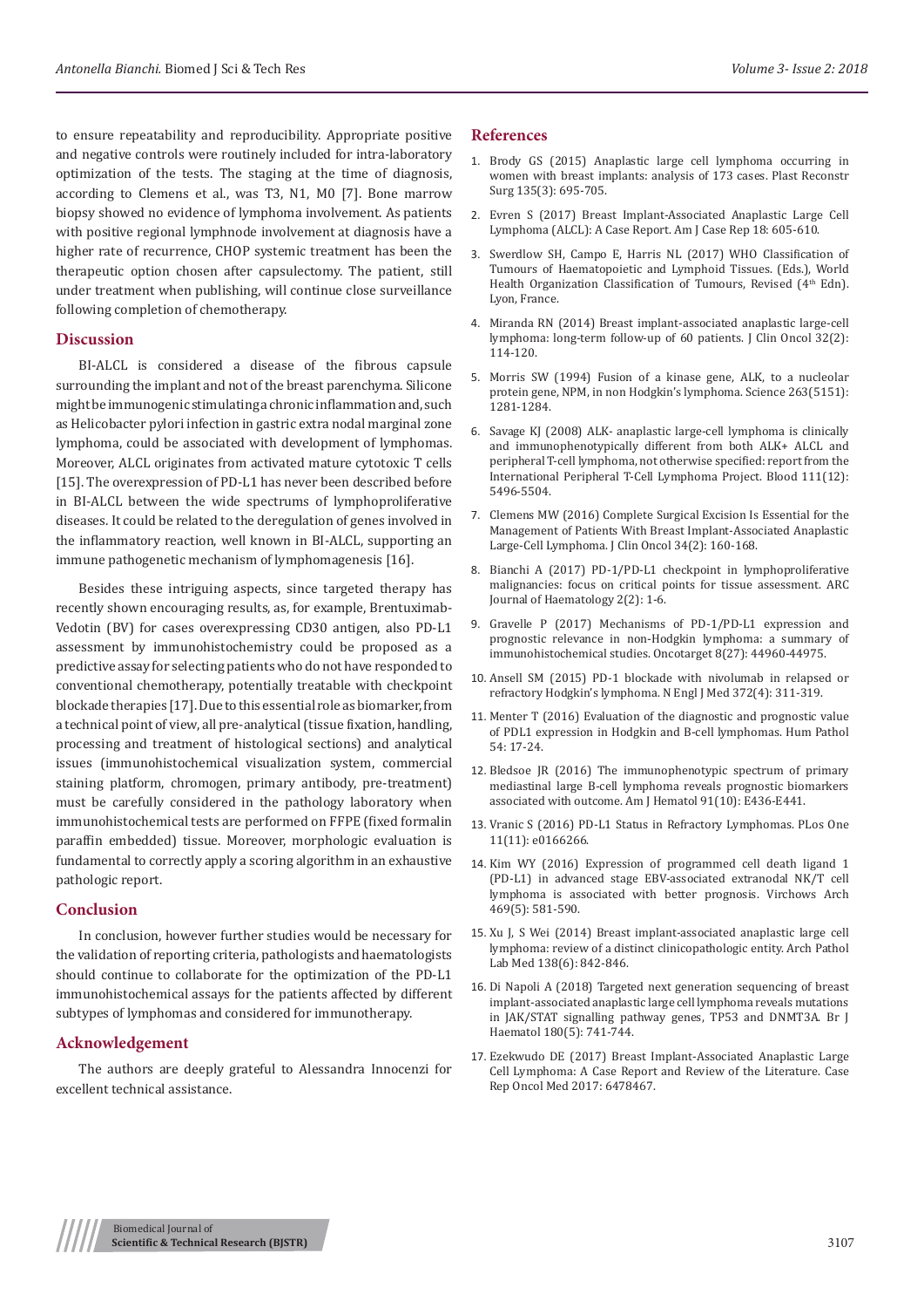to ensure repeatability and reproducibility. Appropriate positive and negative controls were routinely included for intra-laboratory optimization of the tests. The staging at the time of diagnosis, according to Clemens et al., was T3, N1, M0 [7]. Bone marrow biopsy showed no evidence of lymphoma involvement. As patients with positive regional lymphnode involvement at diagnosis have a higher rate of recurrence, CHOP systemic treatment has been the therapeutic option chosen after capsulectomy. The patient, still under treatment when publishing, will continue close surveillance following completion of chemotherapy.

## Discussion

BI-ALCL is considered a disease of the fibrous capsule surrounding the implant and not of the breast parenchyma. Silicone might be immunogenic stimulating a chronic inflammation and, such as Helicobacter pylori infection in gastric extra nodal marginal zone lymphoma, could be associated with development of lymphomas. Moreover, ALCL originates from activated mature cytotoxic T cells [15]. The overexpression of PD-L1 has never been described before in BI-ALCL between the wide spectrums of lymphoproliferative diseases. It could be related to the deregulation of genes involved in the inflammatory reaction, well known in BI-ALCL, supporting an immune pathogenetic mechanism of lymphomagenesis [16].

Besides these intriguing aspects, since targeted therapy has recently shown encouraging results, as, for example, Brentuximab-Vedotin (BV) for cases overexpressing CD30 antigen, also PD-L1 assessment by immunohistochemistry could be proposed as a predictive assay for selecting patients who do not have responded to conventional chemotherapy, potentially treatable with checkpoint blockade therapies [17]. Due to this essential role as biomarker, from a technical point of view, all pre-analytical (tissue fixation, handling, processing and treatment of histological sections) and analytical issues (immunohistochemical visualization system, commercial staining platform, chromogen, primary antibody, pre-treatment) must be carefully considered in the pathology laboratory when immunohistochemical tests are performed on FFPE (fixed formalin paraffin embedded) tissue. Moreover, morphologic evaluation is fundamental to correctly apply a scoring algorithm in an exhaustive pathologic report.

## Conclusion

In conclusion, however further studies would be necessary for the validation of reporting criteria, pathologists and haematologists should continue to collaborate for the optimization of the PD-L1 immunohistochemical assays for the patients affected by different subtypes of lymphomas and considered for immunotherapy.

## Acknowledgement

The authors are deeply grateful to Alessandra Innocenzi for excellent technical assistance.

## References

1. Brody GS (2015) Anaplastic large cell lymphoma occurring in women with breast implants: analysis of 173 cases. Plast Reconstr Surg 135(3): 695-705.
2. Evren S (2017) Breast Implant-Associated Anaplastic Large Cell Lymphoma (ALCL): A Case Report. Am J Case Rep 18: 605-610.
3. Swerdlow SH, Campo E, Harris NL (2017) WHO Classification of Tumours of Haematopoietic and Lymphoid Tissues. (Eds.), World Health Organization Classification of Tumours, Revised (4th Edn). Lyon, France.
4. Miranda RN (2014) Breast implant-associated anaplastic large-cell lymphoma: long-term follow-up of 60 patients. J Clin Oncol 32(2): 114-120.
5. Morris SW (1994) Fusion of a kinase gene, ALK, to a nucleolar protein gene, NPM, in non Hodgkin's lymphoma. Science 263(5151): 1281-1284.
6. Savage KJ (2008) ALK- anaplastic large-cell lymphoma is clinically and immunophenotypically different from both ALK+ ALCL and peripheral T-cell lymphoma, not otherwise specified: report from the International Peripheral T-Cell Lymphoma Project. Blood 111(12): 5496-5504.
7. Clemens MW (2016) Complete Surgical Excision Is Essential for the Management of Patients With Breast Implant-Associated Anaplastic Large-Cell Lymphoma. J Clin Oncol 34(2): 160-168.
8. Bianchi A (2017) PD-1/PD-L1 checkpoint in lymphoproliferative malignancies: focus on critical points for tissue assessment. ARC Journal of Haematology 2(2): 1-6.
9. Gravelle P (2017) Mechanisms of PD-1/PD-L1 expression and prognostic relevance in non-Hodgkin lymphoma: a summary of immunohistochemical studies. Oncotarget 8(27): 44960-44975.
10. Ansell SM (2015) PD-1 blockade with nivolumab in relapsed or refractory Hodgkin's lymphoma. N Engl J Med 372(4): 311-319.
11. Menter T (2016) Evaluation of the diagnostic and prognostic value of PDL1 expression in Hodgkin and B-cell lymphomas. Hum Pathol 54: 17-24.
12. Bledsoe JR (2016) The immunophenotypic spectrum of primary mediastinal large B-cell lymphoma reveals prognostic biomarkers associated with outcome. Am J Hematol 91(10): E436-E441.
13. Vranic S (2016) PD-L1 Status in Refractory Lymphomas. PLos One 11(11): e0166266.
14. Kim WY (2016) Expression of programmed cell death ligand 1 (PD-L1) in advanced stage EBV-associated extranodal NK/T cell lymphoma is associated with better prognosis. Virchows Arch 469(5): 581-590.
15. Xu J, S Wei (2014) Breast implant-associated anaplastic large cell lymphoma: review of a distinct clinicopathologic entity. Arch Pathol Lab Med 138(6): 842-846.
16. Di Napoli A (2018) Targeted next generation sequencing of breast implant-associated anaplastic large cell lymphoma reveals mutations in JAK/STAT signalling pathway genes, TP53 and DNMT3A. Br J Haematol 180(5): 741-744.
17. Ezekwudo DE (2017) Breast Implant-Associated Anaplastic Large Cell Lymphoma: A Case Report and Review of the Literature. Case Rep Oncol Med 2017: 6478467.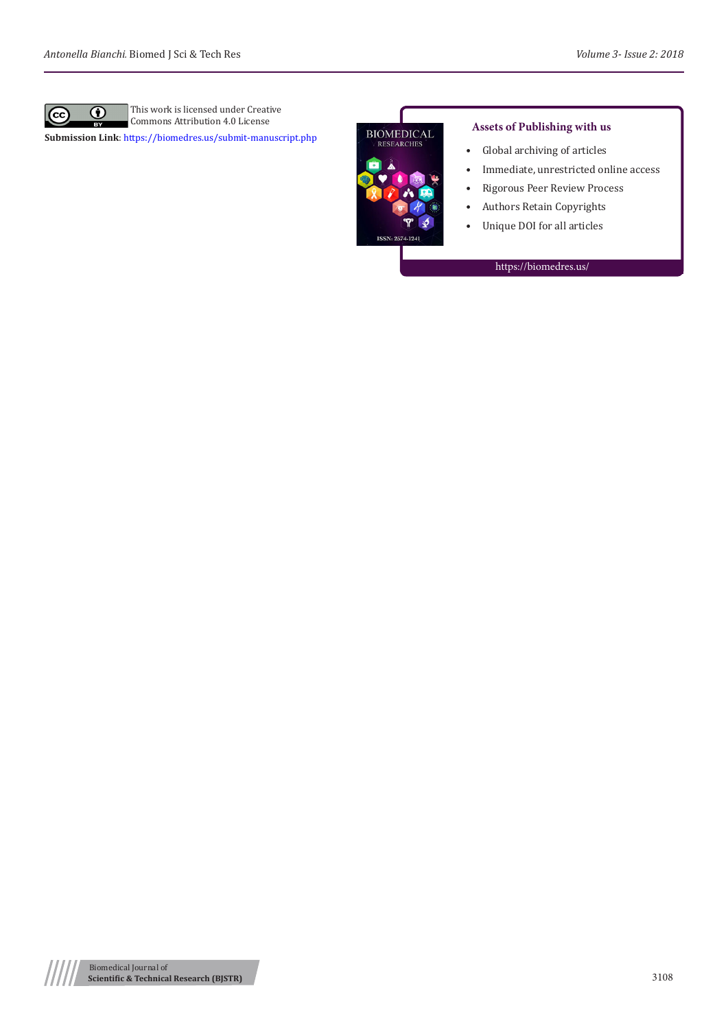This work is licensed under Creative Commons Attribution 4.0 License

**Submission Link**: https://biomedres.us/submit-manuscript.php

### Assets of Publishing with us

- Global archiving of articles
- Immediate, unrestricted online access
- Rigorous Peer Review Process
- Authors Retain Copyrights
- Unique DOI for all articles

https://biomedres.us/